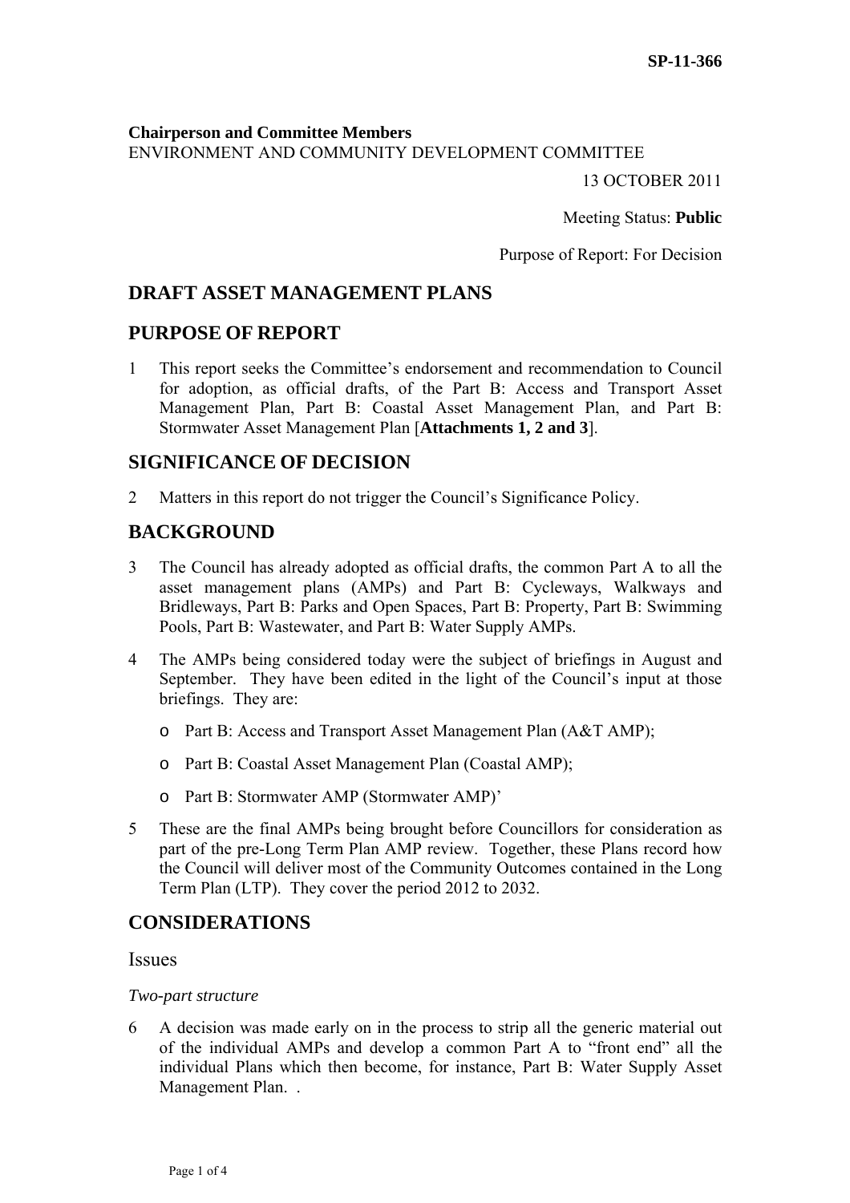SP-11-366

**Chairperson and Committee Members**
ENVIRONMENT AND COMMUNITY DEVELOPMENT COMMITTEE

13 OCTOBER 2011

Meeting Status: **Public**

Purpose of Report: For Decision

## DRAFT ASSET MANAGEMENT PLANS

## PURPOSE OF REPORT

1 This report seeks the Committee's endorsement and recommendation to Council for adoption, as official drafts, of the Part B: Access and Transport Asset Management Plan, Part B: Coastal Asset Management Plan, and Part B: Stormwater Asset Management Plan [**Attachments 1, 2 and 3**].

## SIGNIFICANCE OF DECISION

2 Matters in this report do not trigger the Council's Significance Policy.

## BACKGROUND

3 The Council has already adopted as official drafts, the common Part A to all the asset management plans (AMPs) and Part B: Cycleways, Walkways and Bridleways, Part B: Parks and Open Spaces, Part B: Property, Part B: Swimming Pools, Part B: Wastewater, and Part B: Water Supply AMPs.

4 The AMPs being considered today were the subject of briefings in August and September. They have been edited in the light of the Council's input at those briefings. They are:

- Part B: Access and Transport Asset Management Plan (A&T AMP);
- Part B: Coastal Asset Management Plan (Coastal AMP);
- Part B: Stormwater AMP (Stormwater AMP)'

5 These are the final AMPs being brought before Councillors for consideration as part of the pre-Long Term Plan AMP review. Together, these Plans record how the Council will deliver most of the Community Outcomes contained in the Long Term Plan (LTP). They cover the period 2012 to 2032.

## CONSIDERATIONS

### Issues

*Two-part structure*

6 A decision was made early on in the process to strip all the generic material out of the individual AMPs and develop a common Part A to "front end" all the individual Plans which then become, for instance, Part B: Water Supply Asset Management Plan. .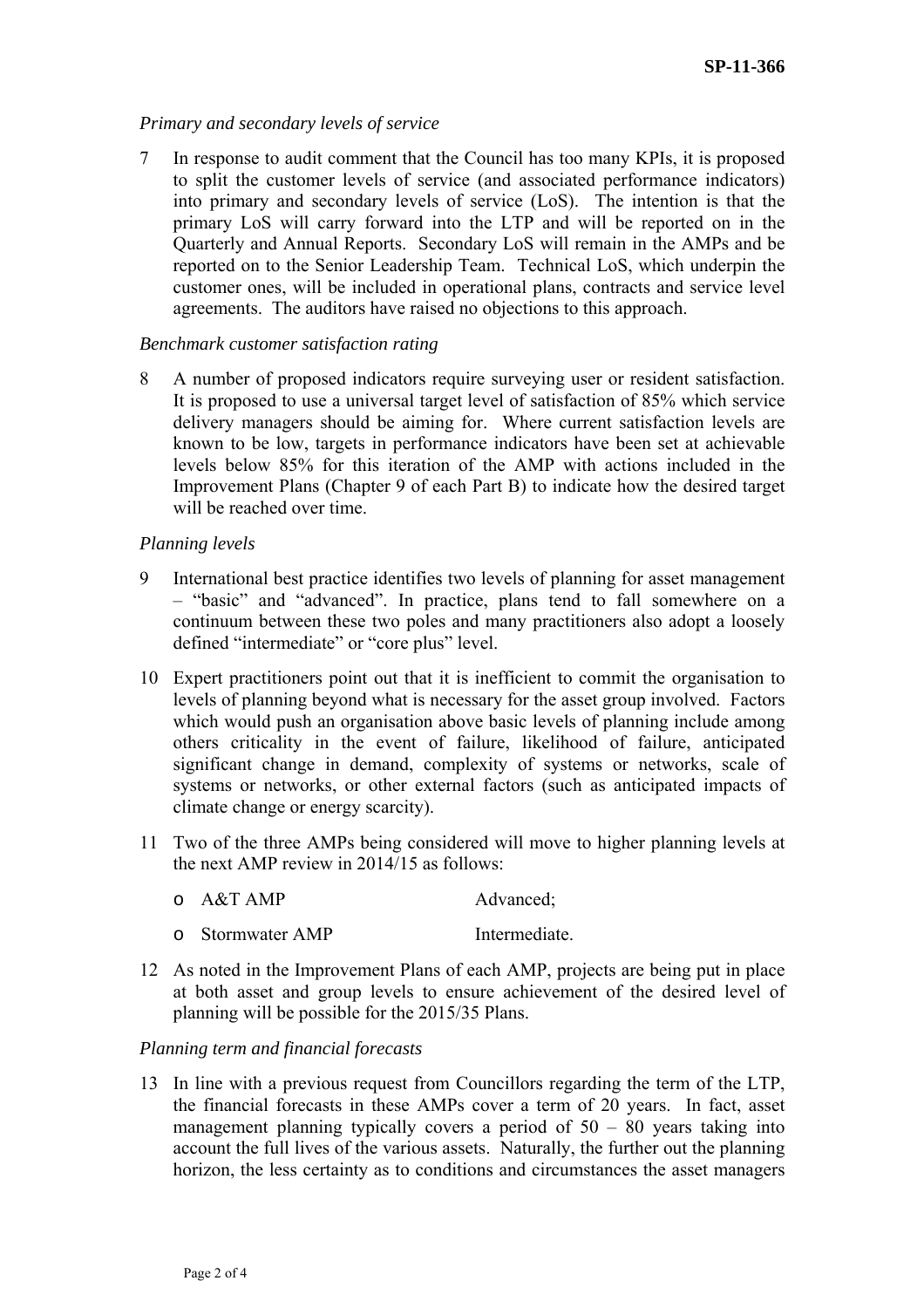*Primary and secondary levels of service*

7 In response to audit comment that the Council has too many KPIs, it is proposed to split the customer levels of service (and associated performance indicators) into primary and secondary levels of service (LoS). The intention is that the primary LoS will carry forward into the LTP and will be reported on in the Quarterly and Annual Reports. Secondary LoS will remain in the AMPs and be reported on to the Senior Leadership Team. Technical LoS, which underpin the customer ones, will be included in operational plans, contracts and service level agreements. The auditors have raised no objections to this approach.

*Benchmark customer satisfaction rating*

8 A number of proposed indicators require surveying user or resident satisfaction. It is proposed to use a universal target level of satisfaction of 85% which service delivery managers should be aiming for. Where current satisfaction levels are known to be low, targets in performance indicators have been set at achievable levels below 85% for this iteration of the AMP with actions included in the Improvement Plans (Chapter 9 of each Part B) to indicate how the desired target will be reached over time.

*Planning levels*

9 International best practice identifies two levels of planning for asset management – "basic" and "advanced". In practice, plans tend to fall somewhere on a continuum between these two poles and many practitioners also adopt a loosely defined "intermediate" or "core plus" level.

10 Expert practitioners point out that it is inefficient to commit the organisation to levels of planning beyond what is necessary for the asset group involved. Factors which would push an organisation above basic levels of planning include among others criticality in the event of failure, likelihood of failure, anticipated significant change in demand, complexity of systems or networks, scale of systems or networks, or other external factors (such as anticipated impacts of climate change or energy scarcity).

11 Two of the three AMPs being considered will move to higher planning levels at the next AMP review in 2014/15 as follows:

- A&T AMP — Advanced;
- Stormwater AMP — Intermediate.

12 As noted in the Improvement Plans of each AMP, projects are being put in place at both asset and group levels to ensure achievement of the desired level of planning will be possible for the 2015/35 Plans.

*Planning term and financial forecasts*

13 In line with a previous request from Councillors regarding the term of the LTP, the financial forecasts in these AMPs cover a term of 20 years. In fact, asset management planning typically covers a period of 50 – 80 years taking into account the full lives of the various assets. Naturally, the further out the planning horizon, the less certainty as to conditions and circumstances the asset managers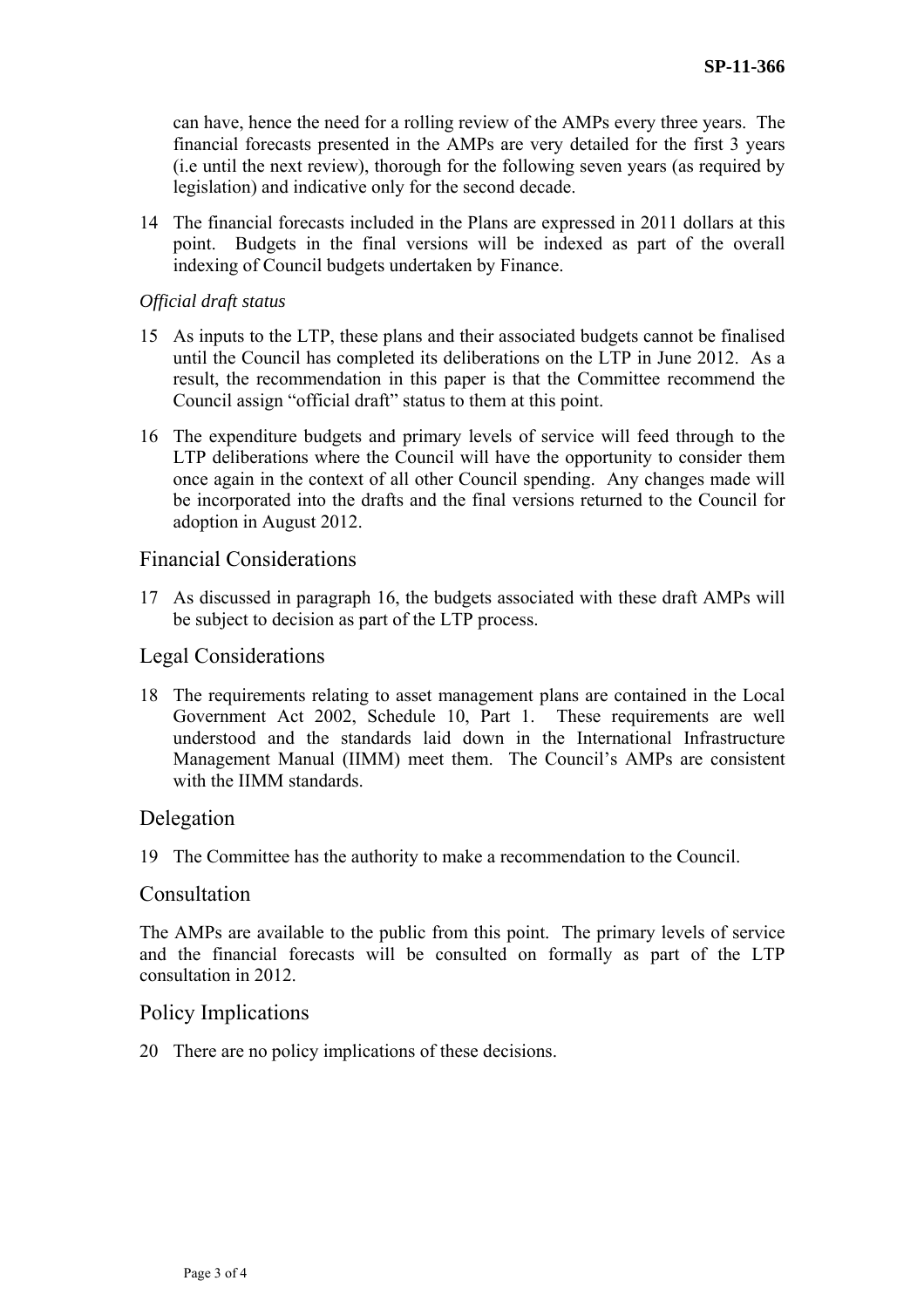can have, hence the need for a rolling review of the AMPs every three years. The financial forecasts presented in the AMPs are very detailed for the first 3 years (i.e until the next review), thorough for the following seven years (as required by legislation) and indicative only for the second decade.

14 The financial forecasts included in the Plans are expressed in 2011 dollars at this point. Budgets in the final versions will be indexed as part of the overall indexing of Council budgets undertaken by Finance.

*Official draft status*

15 As inputs to the LTP, these plans and their associated budgets cannot be finalised until the Council has completed its deliberations on the LTP in June 2012. As a result, the recommendation in this paper is that the Committee recommend the Council assign "official draft" status to them at this point.

16 The expenditure budgets and primary levels of service will feed through to the LTP deliberations where the Council will have the opportunity to consider them once again in the context of all other Council spending. Any changes made will be incorporated into the drafts and the final versions returned to the Council for adoption in August 2012.

## Financial Considerations

17 As discussed in paragraph 16, the budgets associated with these draft AMPs will be subject to decision as part of the LTP process.

## Legal Considerations

18 The requirements relating to asset management plans are contained in the Local Government Act 2002, Schedule 10, Part 1. These requirements are well understood and the standards laid down in the International Infrastructure Management Manual (IIMM) meet them. The Council's AMPs are consistent with the IIMM standards.

## Delegation

19 The Committee has the authority to make a recommendation to the Council.

## Consultation

The AMPs are available to the public from this point. The primary levels of service and the financial forecasts will be consulted on formally as part of the LTP consultation in 2012.

## Policy Implications

20 There are no policy implications of these decisions.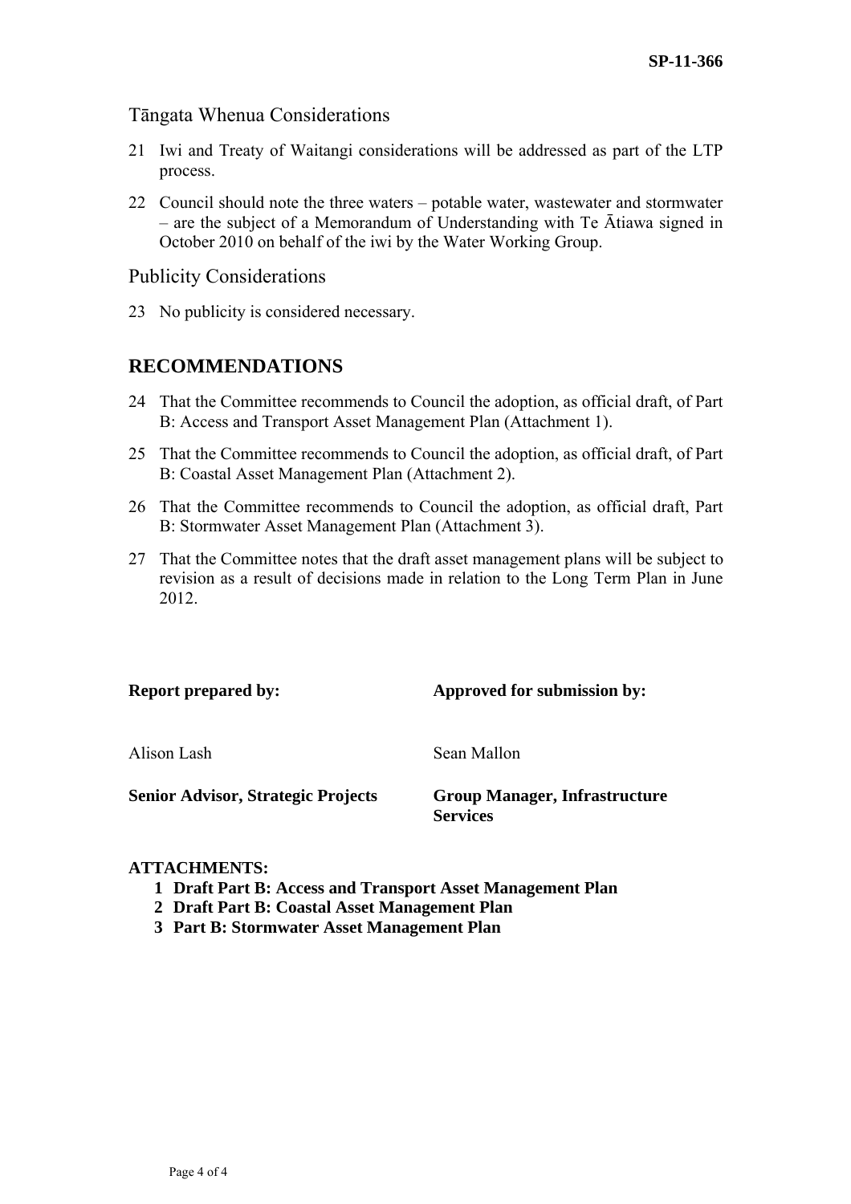## Tāngata Whenua Considerations

21 Iwi and Treaty of Waitangi considerations will be addressed as part of the LTP process.

22 Council should note the three waters – potable water, wastewater and stormwater – are the subject of a Memorandum of Understanding with Te Ātiawa signed in October 2010 on behalf of the iwi by the Water Working Group.

## Publicity Considerations

23 No publicity is considered necessary.

# RECOMMENDATIONS

24 That the Committee recommends to Council the adoption, as official draft, of Part B: Access and Transport Asset Management Plan (Attachment 1).

25 That the Committee recommends to Council the adoption, as official draft, of Part B: Coastal Asset Management Plan (Attachment 2).

26 That the Committee recommends to Council the adoption, as official draft, Part B: Stormwater Asset Management Plan (Attachment 3).

27 That the Committee notes that the draft asset management plans will be subject to revision as a result of decisions made in relation to the Long Term Plan in June 2012.

| | |
|---|---|
| **Report prepared by:** | **Approved for submission by:** |
| Alison Lash | Sean Mallon |
| **Senior Advisor, Strategic Projects** | **Group Manager, Infrastructure Services** |

**ATTACHMENTS:**

1. **Draft Part B: Access and Transport Asset Management Plan**
2. **Draft Part B: Coastal Asset Management Plan**
3. **Part B: Stormwater Asset Management Plan**